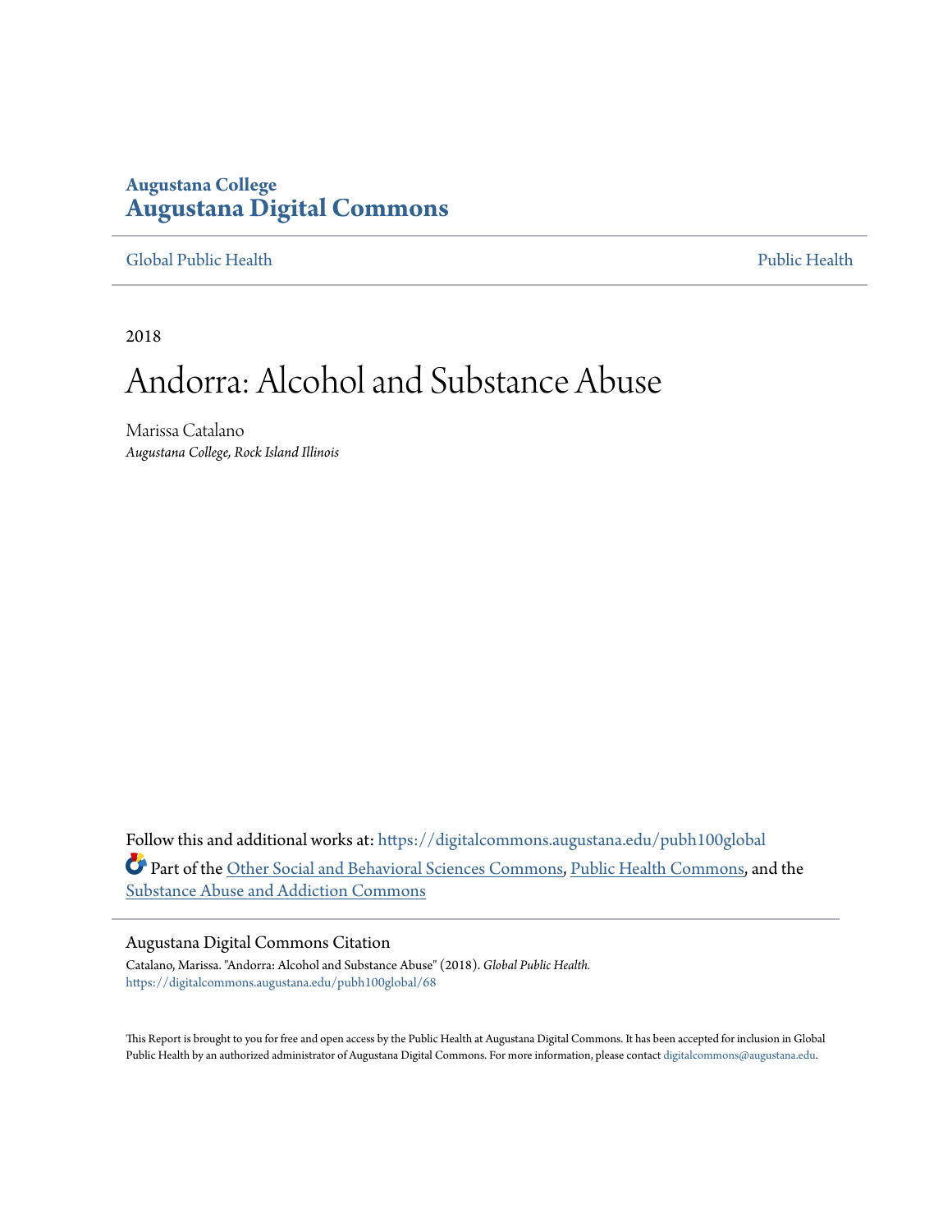Augustana College
# Augustana Digital Commons

Global Public Health | Public Health

2018

# Andorra: Alcohol and Substance Abuse

Marissa Catalano
*Augustana College, Rock Island Illinois*

Follow this and additional works at: https://digitalcommons.augustana.edu/pubh100global

Part of the Other Social and Behavioral Sciences Commons, Public Health Commons, and the Substance Abuse and Addiction Commons

## Augustana Digital Commons Citation

Catalano, Marissa. "Andorra: Alcohol and Substance Abuse" (2018). *Global Public Health.* https://digitalcommons.augustana.edu/pubh100global/68

This Report is brought to you for free and open access by the Public Health at Augustana Digital Commons. It has been accepted for inclusion in Global Public Health by an authorized administrator of Augustana Digital Commons. For more information, please contact digitalcommons@augustana.edu.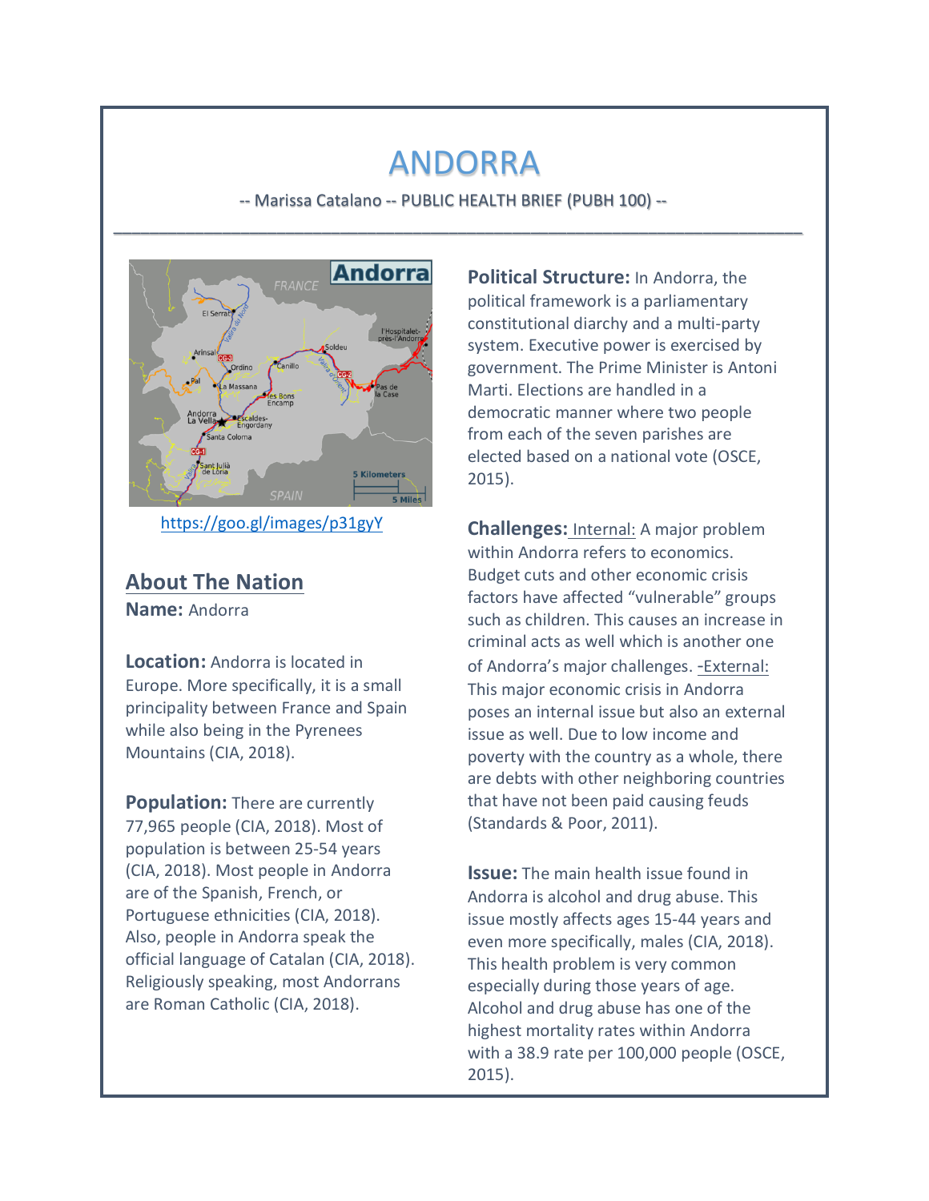# ANDORRA

-- Marissa Catalano -- PUBLIC HEALTH BRIEF (PUBH 100) --

https://goo.gl/images/p31gyY

## About The Nation

**Name:** Andorra

**Location:** Andorra is located in Europe. More specifically, it is a small principality between France and Spain while also being in the Pyrenees Mountains (CIA, 2018).

**Population:** There are currently 77,965 people (CIA, 2018). Most of population is between 25-54 years (CIA, 2018). Most people in Andorra are of the Spanish, French, or Portuguese ethnicities (CIA, 2018). Also, people in Andorra speak the official language of Catalan (CIA, 2018). Religiously speaking, most Andorrans are Roman Catholic (CIA, 2018).

**Political Structure:** In Andorra, the political framework is a parliamentary constitutional diarchy and a multi-party system. Executive power is exercised by government. The Prime Minister is Antoni Marti. Elections are handled in a democratic manner where two people from each of the seven parishes are elected based on a national vote (OSCE, 2015).

**Challenges:** Internal: A major problem within Andorra refers to economics. Budget cuts and other economic crisis factors have affected "vulnerable" groups such as children. This causes an increase in criminal acts as well which is another one of Andorra's major challenges. -External: This major economic crisis in Andorra poses an internal issue but also an external issue as well. Due to low income and poverty with the country as a whole, there are debts with other neighboring countries that have not been paid causing feuds (Standards & Poor, 2011).

**Issue:** The main health issue found in Andorra is alcohol and drug abuse. This issue mostly affects ages 15-44 years and even more specifically, males (CIA, 2018). This health problem is very common especially during those years of age. Alcohol and drug abuse has one of the highest mortality rates within Andorra with a 38.9 rate per 100,000 people (OSCE, 2015).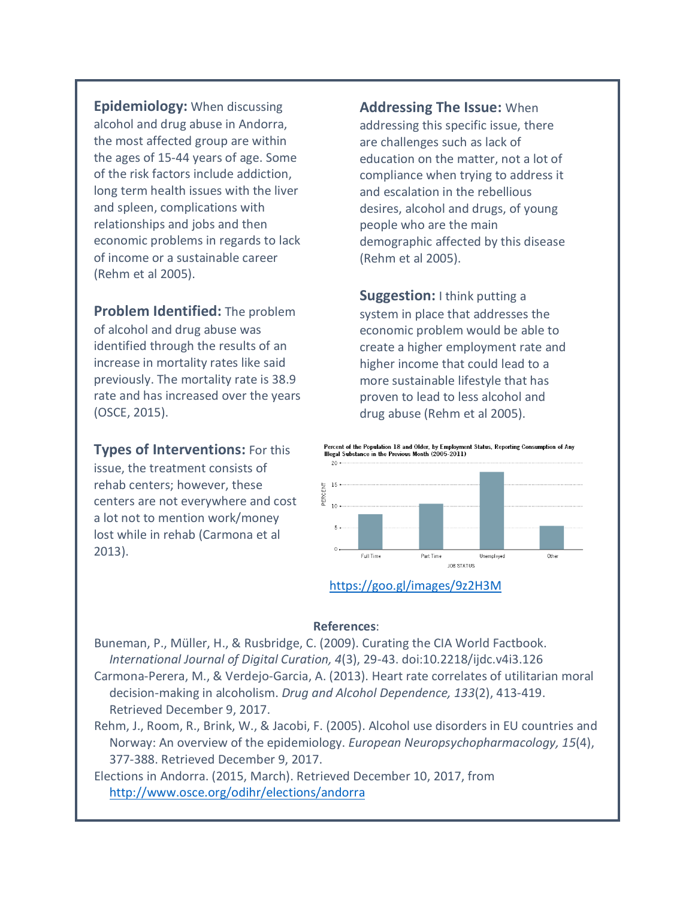**Epidemiology:** When discussing alcohol and drug abuse in Andorra, the most affected group are within the ages of 15-44 years of age. Some of the risk factors include addiction, long term health issues with the liver and spleen, complications with relationships and jobs and then economic problems in regards to lack of income or a sustainable career (Rehm et al 2005).

**Problem Identified:** The problem of alcohol and drug abuse was identified through the results of an increase in mortality rates like said previously. The mortality rate is 38.9 rate and has increased over the years (OSCE, 2015).

**Types of Interventions:** For this issue, the treatment consists of rehab centers; however, these centers are not everywhere and cost a lot not to mention work/money lost while in rehab (Carmona et al 2013).

**Addressing The Issue:** When addressing this specific issue, there are challenges such as lack of education on the matter, not a lot of compliance when trying to address it and escalation in the rebellious desires, alcohol and drugs, of young people who are the main demographic affected by this disease (Rehm et al 2005).

**Suggestion:** I think putting a system in place that addresses the economic problem would be able to create a higher employment rate and higher income that could lead to a more sustainable lifestyle that has proven to lead to less alcohol and drug abuse (Rehm et al 2005).

Percent of the Population 18 and Older, by Employment Status, Reporting Consumption of Any Illegal Substance in the Previous Month (2005-2011)

PERCENT

20
15
10
5
0

Full Time
Part Time
Unemployed
Other

JOB STATUS

https://goo.gl/images/9z2H3M

**References**:

Buneman, P., Müller, H., & Rusbridge, C. (2009). Curating the CIA World Factbook. *International Journal of Digital Curation, 4*(3), 29-43. doi:10.2218/ijdc.v4i3.126

Carmona-Perera, M., & Verdejo-Garcia, A. (2013). Heart rate correlates of utilitarian moral decision-making in alcoholism. *Drug and Alcohol Dependence, 133*(2), 413-419. Retrieved December 9, 2017.

Rehm, J., Room, R., Brink, W., & Jacobi, F. (2005). Alcohol use disorders in EU countries and Norway: An overview of the epidemiology. *European Neuropsychopharmacology, 15*(4), 377-388. Retrieved December 9, 2017.

Elections in Andorra. (2015, March). Retrieved December 10, 2017, from http://www.osce.org/odihr/elections/andorra